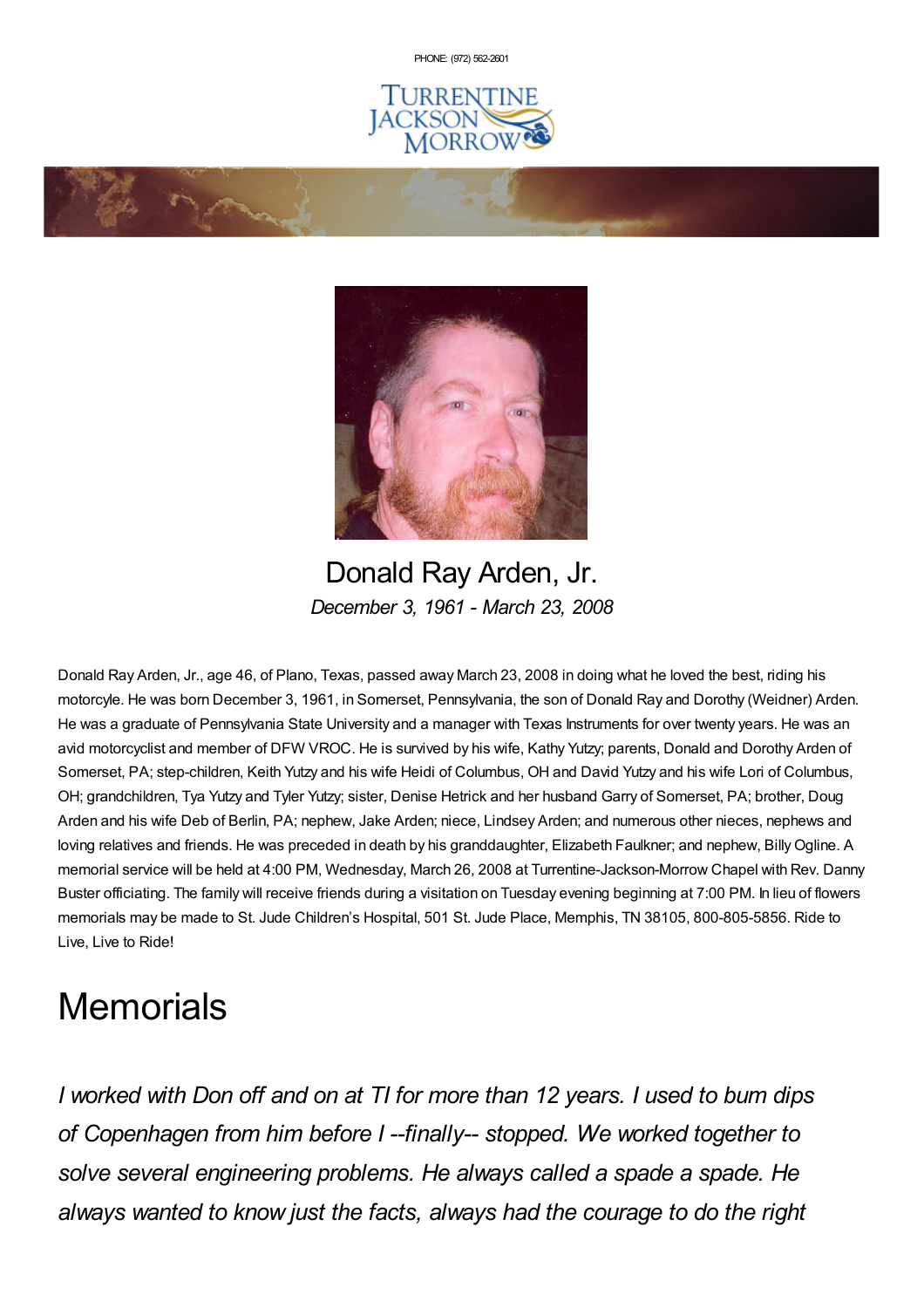PHONE: (972) 562-2601

# Donald Ray Arden, Jr.

*December 3, 1961 - March 23, 2008*

Donald Ray Arden, Jr., age 46, of Plano, Texas, passed away March 23, 2008 in doing what he loved the best, riding his motorcycle. He was born December 3, 1961, in Somerset, Pennsylvania, the son of Donald Ray and Dorothy (Weidner) Arden. He was a graduate of Pennsylvania State University and a manager with Texas Instruments for over twenty years. He was an avid motorcyclist and member of DFW VROC. He is survived by his wife, Kathy Yutzy; parents, Donald and Dorothy Arden of Somerset, PA; step-children, Keith Yutzy and his wife Heidi of Columbus, OH and David Yutzy and his wife Lori of Columbus, OH; grandchildren, Tya Yutzy and Tyler Yutzy; sister, Denise Hetrick and her husband Garry of Somerset, PA; brother, Doug Arden and his wife Deb of Berlin, PA; nephew, Jake Arden; niece, Lindsey Arden; and numerous other nieces, nephews and loving relatives and friends. He was preceded in death by his granddaughter, Elizabeth Faulkner; and nephew, Billy Ogline. A memorial service will be held at 4:00 PM, Wednesday, March 26, 2008 at Turrentine-Jackson-Morrow Chapel with Rev. Danny Buster officiating. The family will receive friends during a visitation on Tuesday evening beginning at 7:00 PM. In lieu of flowers memorials may be made to St. Jude Children's Hospital, 501 St. Jude Place, Memphis, TN 38105, 800-805-5856. Ride to Live, Live to Ride!

# Memorials

*I worked with Don off and on at TI for more than 12 years. I used to bum dips of Copenhagen from him before I --finally-- stopped. We worked together to solve several engineering problems. He always called a spade a spade. He always wanted to know just the facts, always had the courage to do the right*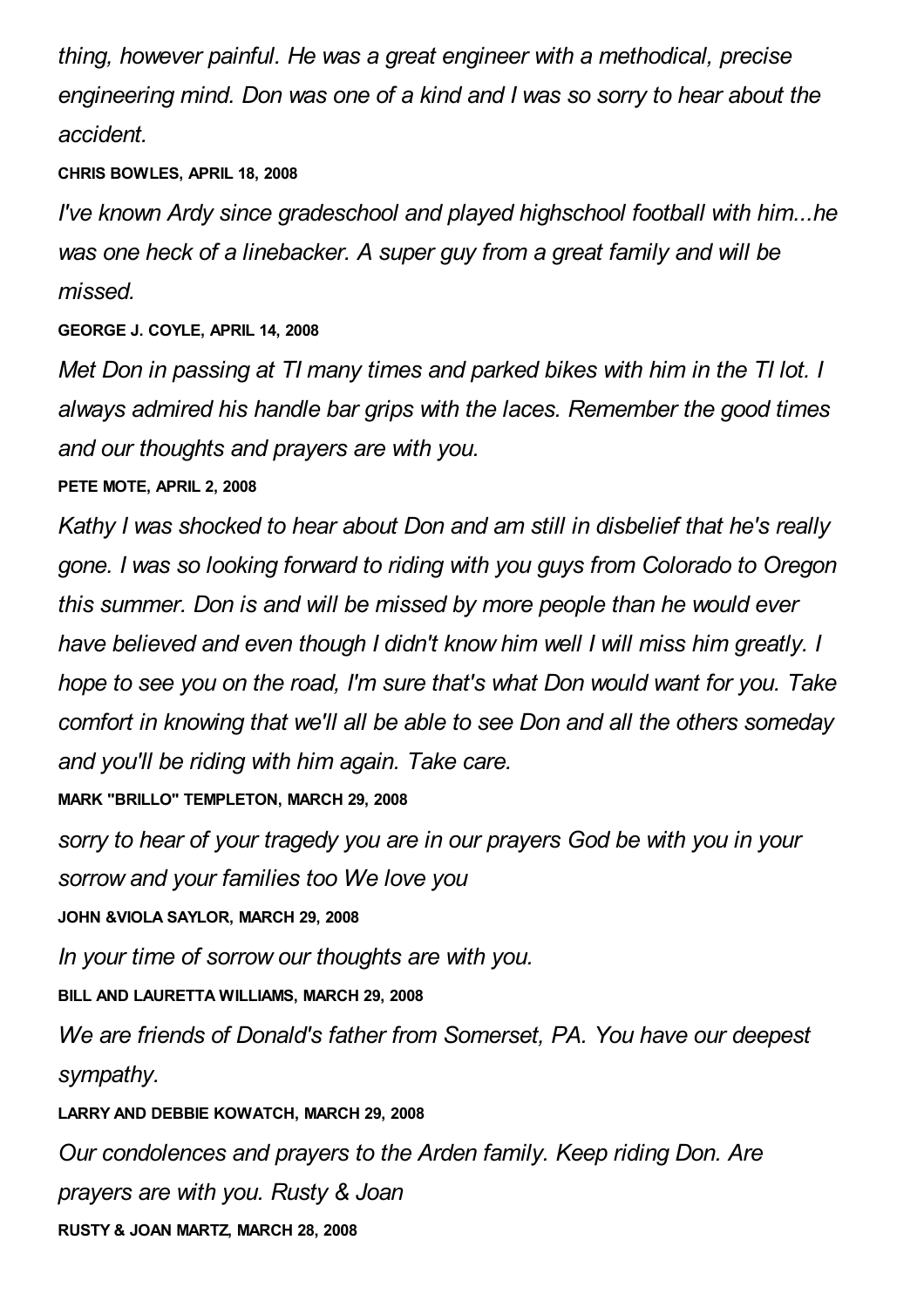*thing, however painful. He was a great engineer with a methodical, precise engineering mind. Don was one of a kind and I was so sorry to hear about the accident.*

**CHRIS BOWLES, APRIL 18, 2008**

*I've known Ardy since gradeschool and played highschool football with him...he was one heck of a linebacker. A super guy from a great family and will be missed.*

**GEORGE J. COYLE, APRIL 14, 2008**

*Met Don in passing at TI many times and parked bikes with him in the TI lot. I always admired his handle bar grips with the laces. Remember the good times and our thoughts and prayers are with you.*

**PETE MOTE, APRIL 2, 2008**

*Kathy I was shocked to hear about Don and am still in disbelief that he's really gone. I was so looking forward to riding with you guys from Colorado to Oregon this summer. Don is and will be missed by more people than he would ever have believed and even though I didn't know him well I will miss him greatly. I hope to see you on the road, I'm sure that's what Don would want for you. Take comfort in knowing that we'll all be able to see Don and all the others someday and you'll be riding with him again. Take care.*

**MARK "BRILLO" TEMPLETON, MARCH 29, 2008**

*sorry to hear of your tragedy you are in our prayers God be with you in your sorrow and your families too We love you*

**JOHN &VIOLA SAYLOR, MARCH 29, 2008**

*In your time of sorrow our thoughts are with you.*

**BILL AND LAURETTA WILLIAMS, MARCH 29, 2008**

*We are friends of Donald's father from Somerset, PA. You have our deepest sympathy.*

**LARRY AND DEBBIE KOWATCH, MARCH 29, 2008**

*Our condolences and prayers to the Arden family. Keep riding Don. Are prayers are with you. Rusty & Joan*

**RUSTY & JOAN MARTZ, MARCH 28, 2008**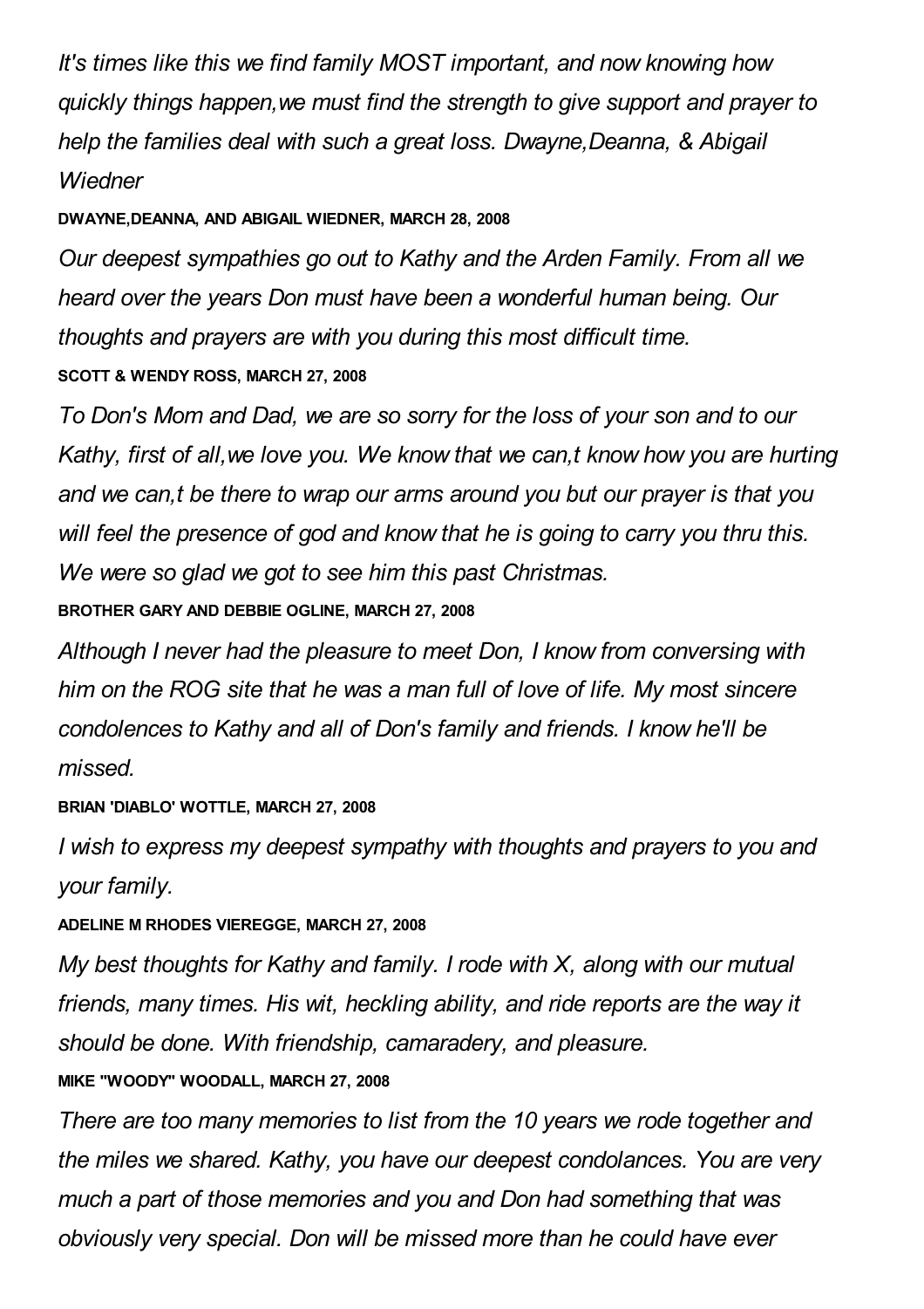*It's times like this we find family MOST important, and now knowing how quickly things happen,we must find the strength to give support and prayer to help the families deal with such a great loss. Dwayne,Deanna, & Abigail Wiedner*

**DWAYNE,DEANNA, AND ABIGAIL WIEDNER, MARCH 28, 2008**

*Our deepest sympathies go out to Kathy and the Arden Family. From all we heard over the years Don must have been a wonderful human being. Our thoughts and prayers are with you during this most difficult time.*

**SCOTT & WENDY ROSS, MARCH 27, 2008**

*To Don's Mom and Dad, we are so sorry for the loss of your son and to our Kathy, first of all,we love you. We know that we can,t know how you are hurting and we can,t be there to wrap our arms around you but our prayer is that you will feel the presence of god and know that he is going to carry you thru this. We were so glad we got to see him this past Christmas.*

**BROTHER GARY AND DEBBIE OGLINE, MARCH 27, 2008**

*Although I never had the pleasure to meet Don, I know from conversing with him on the ROG site that he was a man full of love of life. My most sincere condolences to Kathy and all of Don's family and friends. I know he'll be missed.*

**BRIAN 'DIABLO' WOTTLE, MARCH 27, 2008**

*I wish to express my deepest sympathy with thoughts and prayers to you and your family.*

**ADELINE M RHODES VIEREGGE, MARCH 27, 2008**

*My best thoughts for Kathy and family. I rode with X, along with our mutual friends, many times. His wit, heckling ability, and ride reports are the way it should be done. With friendship, camaradery, and pleasure.*

**MIKE "WOODY" WOODALL, MARCH 27, 2008**

*There are too many memories to list from the 10 years we rode together and the miles we shared. Kathy, you have our deepest condolances. You are very much a part of those memories and you and Don had something that was obviously very special. Don will be missed more than he could have ever*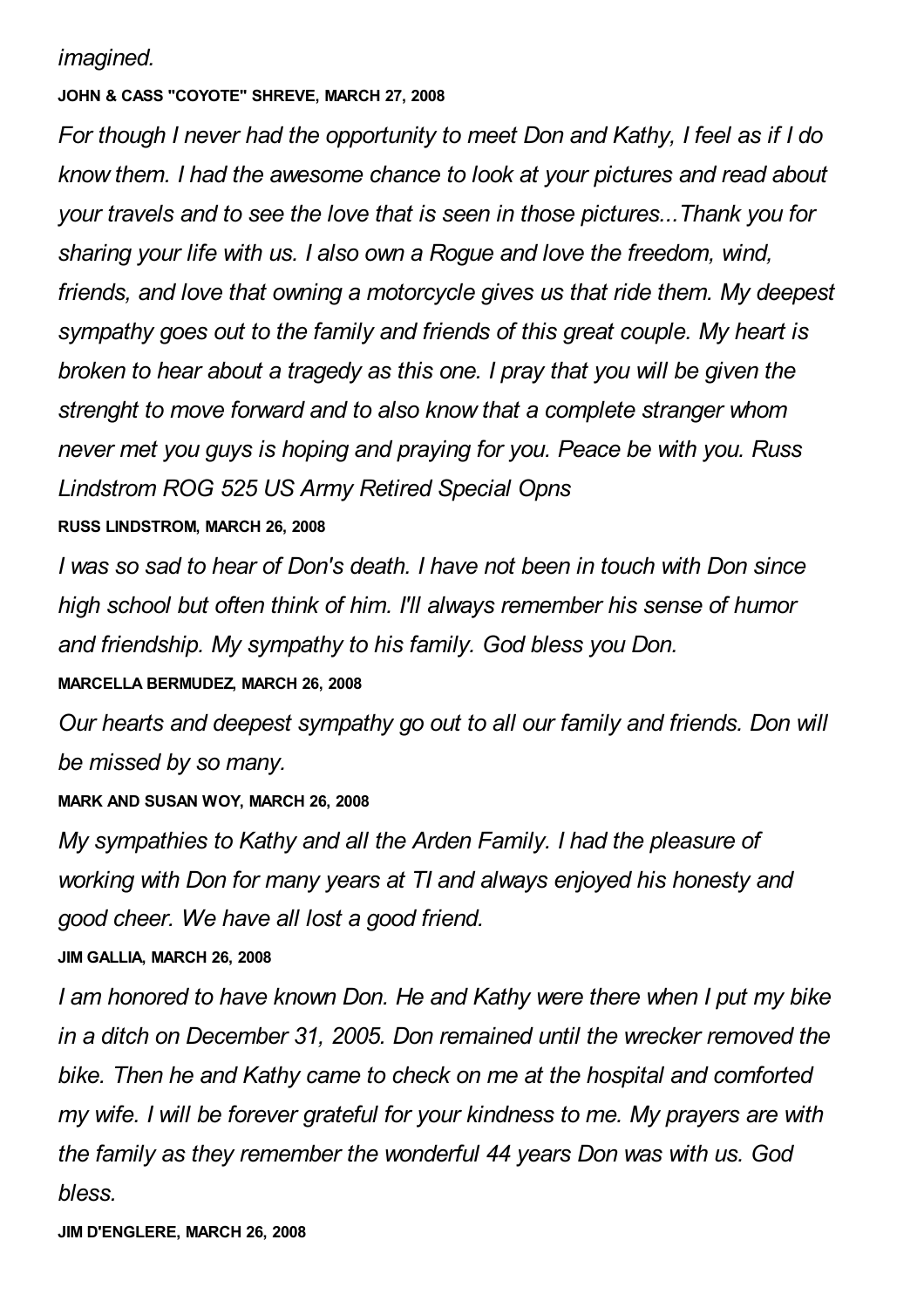*imagined.*

**JOHN & CASS "COYOTE" SHREVE, MARCH 27, 2008**

*For though I never had the opportunity to meet Don and Kathy, I feel as if I do know them. I had the awesome chance to look at your pictures and read about your travels and to see the love that is seen in those pictures...Thank you for sharing your life with us. I also own a Rogue and love the freedom, wind, friends, and love that owning a motorcycle gives us that ride them. My deepest sympathy goes out to the family and friends of this great couple. My heart is broken to hear about a tragedy as this one. I pray that you will be given the strenght to move forward and to also know that a complete stranger whom never met you guys is hoping and praying for you. Peace be with you. Russ Lindstrom ROG 525 US Army Retired Special Opns*

**RUSS LINDSTROM, MARCH 26, 2008**

*I was so sad to hear of Don's death. I have not been in touch with Don since high school but often think of him. I'll always remember his sense of humor and friendship. My sympathy to his family. God bless you Don.*

**MARCELLA BERMUDEZ, MARCH 26, 2008**

*Our hearts and deepest sympathy go out to all our family and friends. Don will be missed by so many.*

**MARK AND SUSAN WOY, MARCH 26, 2008**

*My sympathies to Kathy and all the Arden Family. I had the pleasure of working with Don for many years at TI and always enjoyed his honesty and good cheer. We have all lost a good friend.*

**JIM GALLIA, MARCH 26, 2008**

*I am honored to have known Don. He and Kathy were there when I put my bike in a ditch on December 31, 2005. Don remained until the wrecker removed the bike. Then he and Kathy came to check on me at the hospital and comforted my wife. I will be forever grateful for your kindness to me. My prayers are with the family as they remember the wonderful 44 years Don was with us. God bless.*

**JIM D'ENGLERE, MARCH 26, 2008**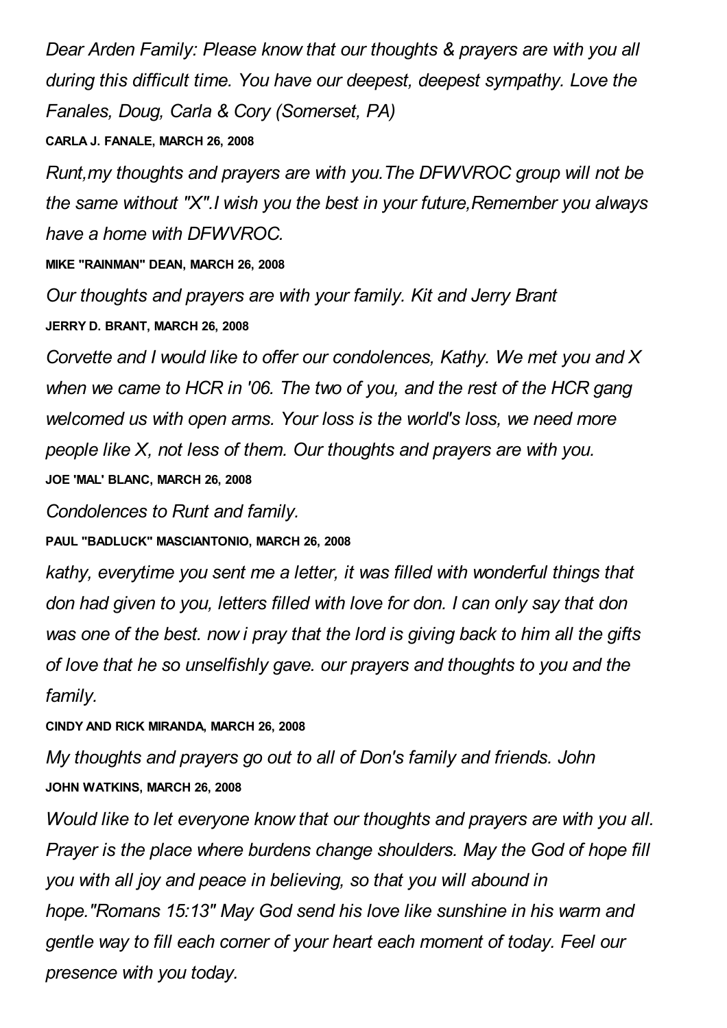*Dear Arden Family: Please know that our thoughts & prayers are with you all during this difficult time. You have our deepest, deepest sympathy. Love the Fanales, Doug, Carla & Cory (Somerset, PA)*

**CARLA J. FANALE, MARCH 26, 2008**

*Runt,my thoughts and prayers are with you.The DFWVROC group will not be the same without "X".I wish you the best in your future,Remember you always have a home with DFWVROC.*

**MIKE "RAINMAN" DEAN, MARCH 26, 2008**

*Our thoughts and prayers are with your family. Kit and Jerry Brant*

**JERRY D. BRANT, MARCH 26, 2008**

*Corvette and I would like to offer our condolences, Kathy. We met you and X when we came to HCR in '06. The two of you, and the rest of the HCR gang welcomed us with open arms. Your loss is the world's loss, we need more people like X, not less of them. Our thoughts and prayers are with you.*

**JOE 'MAL' BLANC, MARCH 26, 2008**

*Condolences to Runt and family.*

**PAUL "BADLUCK" MASCIANTONIO, MARCH 26, 2008**

*kathy, everytime you sent me a letter, it was filled with wonderful things that don had given to you, letters filled with love for don. I can only say that don was one of the best. now i pray that the lord is giving back to him all the gifts of love that he so unselfishly gave. our prayers and thoughts to you and the family.*

**CINDY AND RICK MIRANDA, MARCH 26, 2008**

*My thoughts and prayers go out to all of Don's family and friends. John*

**JOHN WATKINS, MARCH 26, 2008**

*Would like to let everyone know that our thoughts and prayers are with you all. Prayer is the place where burdens change shoulders. May the God of hope fill you with all joy and peace in believing, so that you will abound in hope."Romans 15:13" May God send his love like sunshine in his warm and gentle way to fill each corner of your heart each moment of today. Feel our presence with you today.*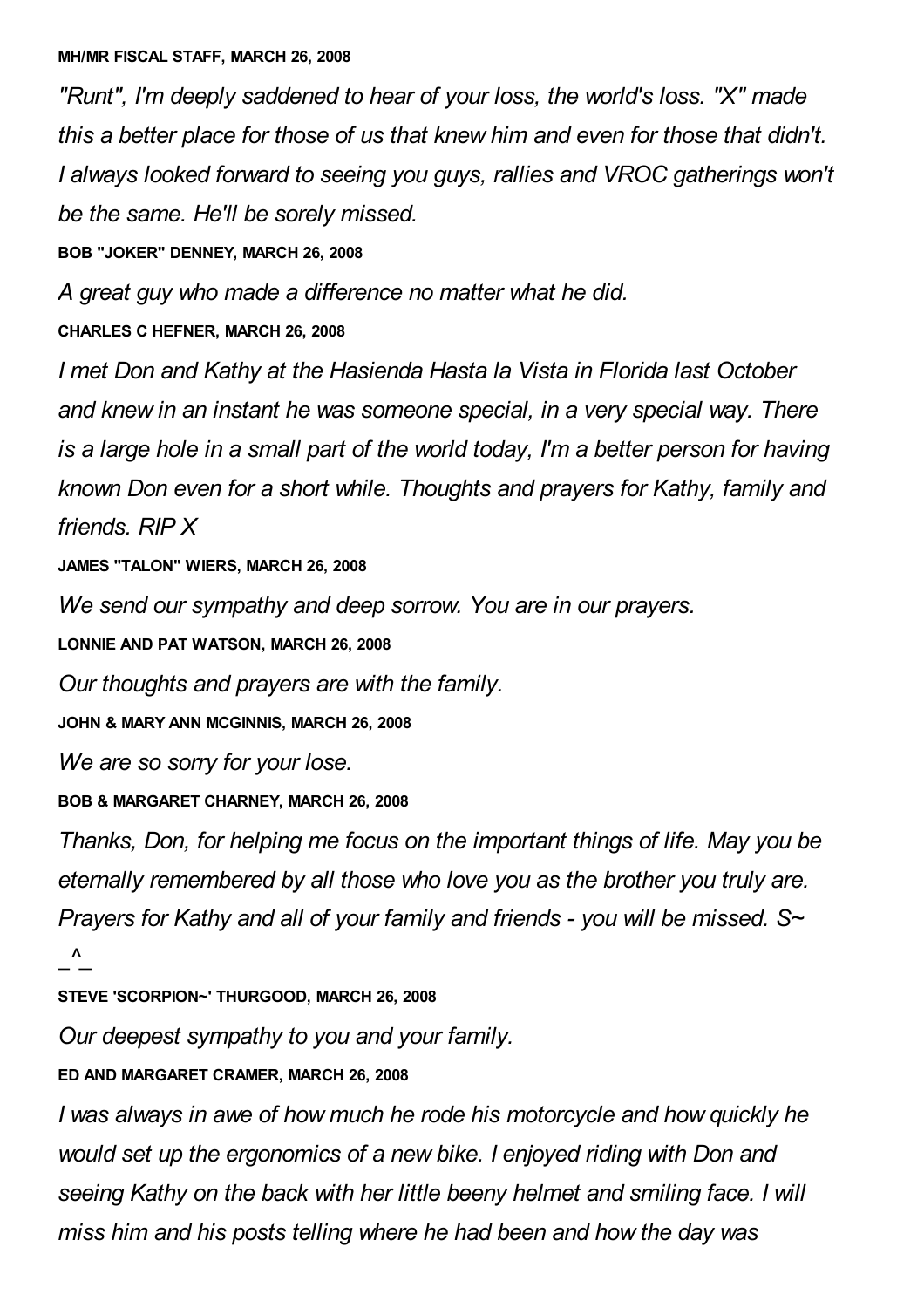**MH/MR FISCAL STAFF, MARCH 26, 2008**

*"Runt", I'm deeply saddened to hear of your loss, the world's loss. "X" made this a better place for those of us that knew him and even for those that didn't. I always looked forward to seeing you guys, rallies and VROC gatherings won't be the same. He'll be sorely missed.*

**BOB "JOKER" DENNEY, MARCH 26, 2008**

*A great guy who made a difference no matter what he did.*

**CHARLES C HEFNER, MARCH 26, 2008**

*I met Don and Kathy at the Hasienda Hasta la Vista in Florida last October and knew in an instant he was someone special, in a very special way. There is a large hole in a small part of the world today, I'm a better person for having known Don even for a short while. Thoughts and prayers for Kathy, family and friends. RIP X*

**JAMES "TALON" WIERS, MARCH 26, 2008**

*We send our sympathy and deep sorrow. You are in our prayers.*

**LONNIE AND PAT WATSON, MARCH 26, 2008**

*Our thoughts and prayers are with the family.*

**JOHN & MARY ANN MCGINNIS, MARCH 26, 2008**

*We are so sorry for your lose.*

**BOB & MARGARET CHARNEY, MARCH 26, 2008**

*Thanks, Don, for helping me focus on the important things of life. May you be eternally remembered by all those who love you as the brother you truly are. Prayers for Kathy and all of your family and friends - you will be missed. S~ _^_*

**STEVE 'SCORPION~' THURGOOD, MARCH 26, 2008**

*Our deepest sympathy to you and your family.*

**ED AND MARGARET CRAMER, MARCH 26, 2008**

*I was always in awe of how much he rode his motorcycle and how quickly he would set up the ergonomics of a new bike. I enjoyed riding with Don and seeing Kathy on the back with her little beeny helmet and smiling face. I will miss him and his posts telling where he had been and how the day was*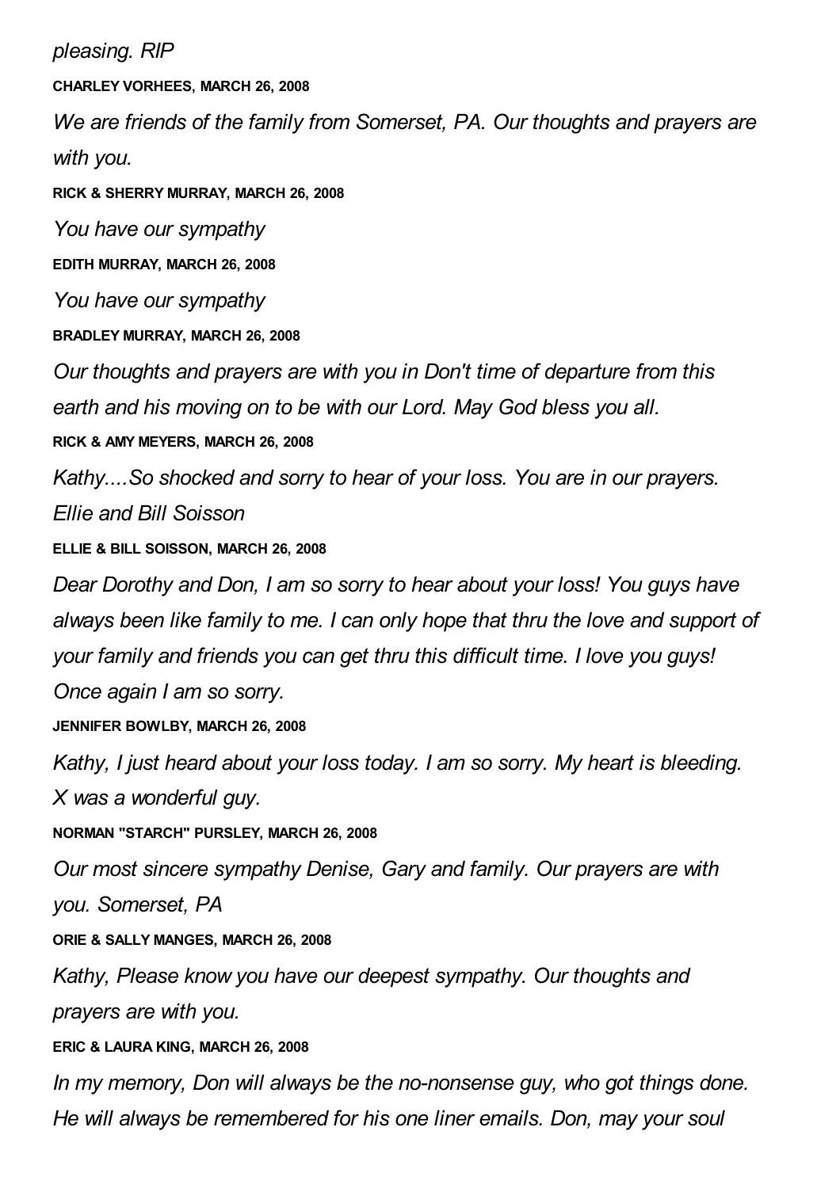*pleasing. RIP*

**CHARLEY VORHEES, MARCH 26, 2008**

*We are friends of the family from Somerset, PA. Our thoughts and prayers are with you.*

**RICK & SHERRY MURRAY, MARCH 26, 2008**

*You have our sympathy*

**EDITH MURRAY, MARCH 26, 2008**

*You have our sympathy*

**BRADLEY MURRAY, MARCH 26, 2008**

*Our thoughts and prayers are with you in Don't time of departure from this earth and his moving on to be with our Lord. May God bless you all.*

**RICK & AMY MEYERS, MARCH 26, 2008**

*Kathy....So shocked and sorry to hear of your loss. You are in our prayers. Ellie and Bill Soisson*

**ELLIE & BILL SOISSON, MARCH 26, 2008**

*Dear Dorothy and Don, I am so sorry to hear about your loss! You guys have always been like family to me. I can only hope that thru the love and support of your family and friends you can get thru this difficult time. I love you guys! Once again I am so sorry.*

**JENNIFER BOWLBY, MARCH 26, 2008**

*Kathy, I just heard about your loss today. I am so sorry. My heart is bleeding. X was a wonderful guy.*

**NORMAN "STARCH" PURSLEY, MARCH 26, 2008**

*Our most sincere sympathy Denise, Gary and family. Our prayers are with you. Somerset, PA*

**ORIE & SALLY MANGES, MARCH 26, 2008**

*Kathy, Please know you have our deepest sympathy. Our thoughts and prayers are with you.*

**ERIC & LAURA KING, MARCH 26, 2008**

*In my memory, Don will always be the no-nonsense guy, who got things done. He will always be remembered for his one liner emails. Don, may your soul*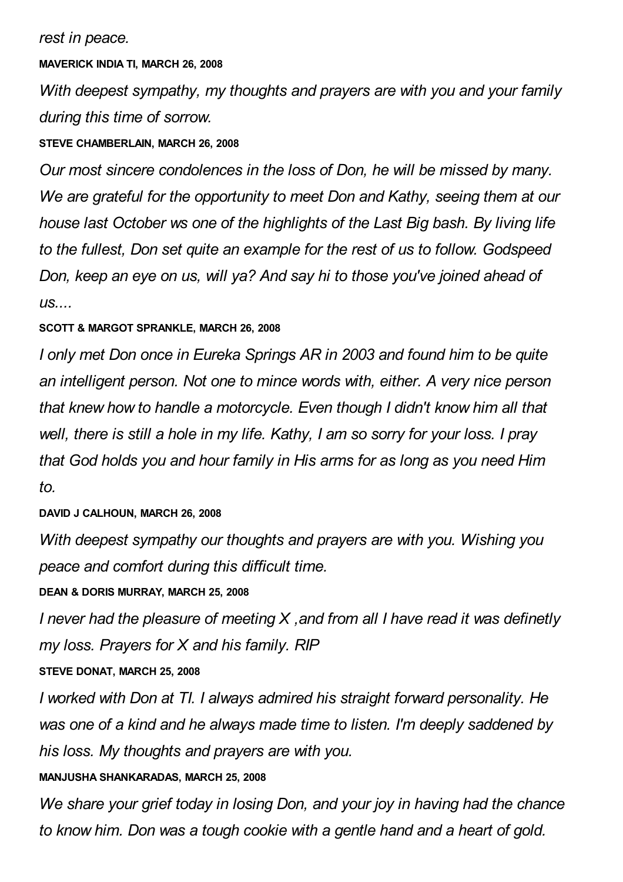*rest in peace.*

**MAVERICK INDIA TI, MARCH 26, 2008**

*With deepest sympathy, my thoughts and prayers are with you and your family during this time of sorrow.*

**STEVE CHAMBERLAIN, MARCH 26, 2008**

*Our most sincere condolences in the loss of Don, he will be missed by many. We are grateful for the opportunity to meet Don and Kathy, seeing them at our house last October ws one of the highlights of the Last Big bash. By living life to the fullest, Don set quite an example for the rest of us to follow. Godspeed Don, keep an eye on us, will ya? And say hi to those you've joined ahead of us....*

**SCOTT & MARGOT SPRANKLE, MARCH 26, 2008**

*I only met Don once in Eureka Springs AR in 2003 and found him to be quite an intelligent person. Not one to mince words with, either. A very nice person that knew how to handle a motorcycle. Even though I didn't know him all that well, there is still a hole in my life. Kathy, I am so sorry for your loss. I pray that God holds you and hour family in His arms for as long as you need Him to.*

**DAVID J CALHOUN, MARCH 26, 2008**

*With deepest sympathy our thoughts and prayers are with you. Wishing you peace and comfort during this difficult time.*

**DEAN & DORIS MURRAY, MARCH 25, 2008**

*I never had the pleasure of meeting X ,and from all I have read it was definetly my loss. Prayers for X and his family. RIP*

**STEVE DONAT, MARCH 25, 2008**

*I worked with Don at TI. I always admired his straight forward personality. He was one of a kind and he always made time to listen. I'm deeply saddened by his loss. My thoughts and prayers are with you.*

**MANJUSHA SHANKARADAS, MARCH 25, 2008**

*We share your grief today in losing Don, and your joy in having had the chance to know him. Don was a tough cookie with a gentle hand and a heart of gold.*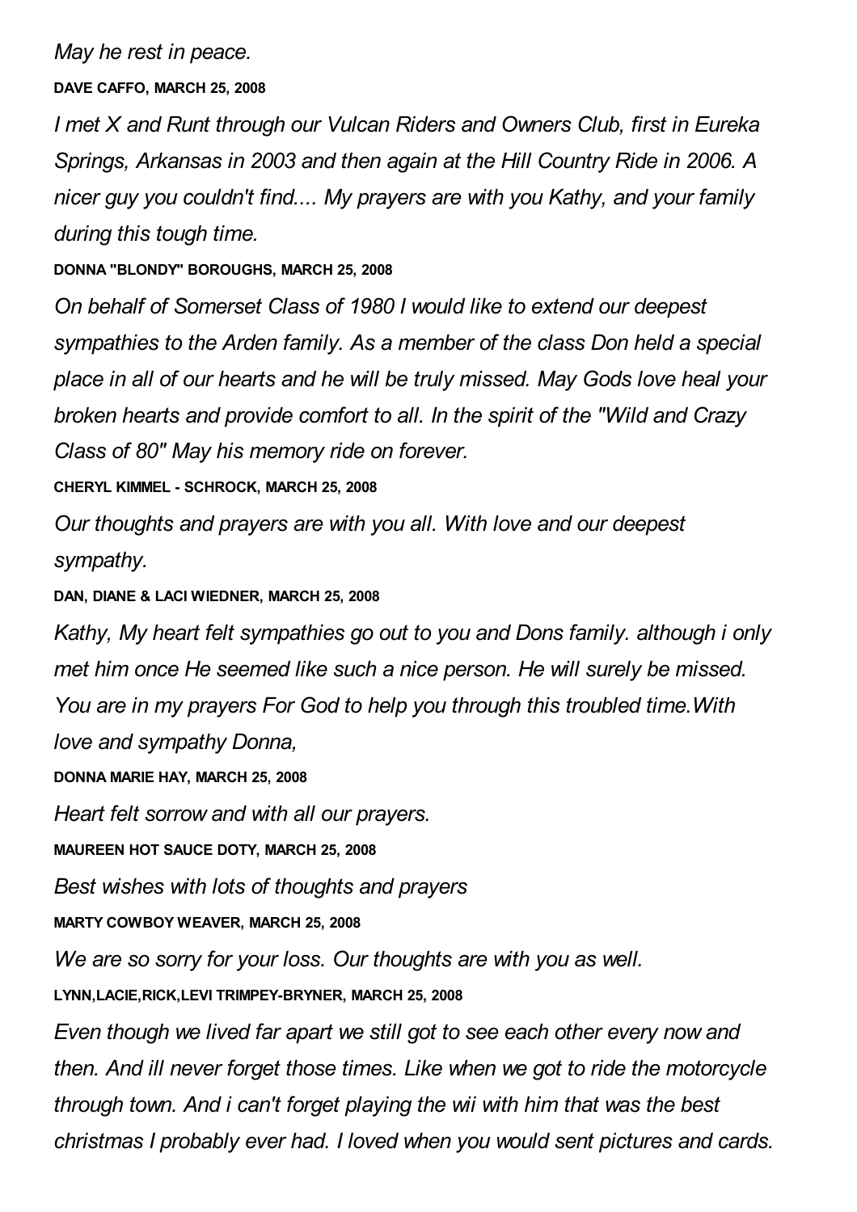*May he rest in peace.*

**DAVE CAFFO, MARCH 25, 2008**

*I met X and Runt through our Vulcan Riders and Owners Club, first in Eureka Springs, Arkansas in 2003 and then again at the Hill Country Ride in 2006. A nicer guy you couldn't find.... My prayers are with you Kathy, and your family during this tough time.*

**DONNA "BLONDY" BOROUGHS, MARCH 25, 2008**

*On behalf of Somerset Class of 1980 I would like to extend our deepest sympathies to the Arden family. As a member of the class Don held a special place in all of our hearts and he will be truly missed. May Gods love heal your broken hearts and provide comfort to all. In the spirit of the "Wild and Crazy Class of 80" May his memory ride on forever.*

**CHERYL KIMMEL - SCHROCK, MARCH 25, 2008**

*Our thoughts and prayers are with you all. With love and our deepest sympathy.*

**DAN, DIANE & LACI WIEDNER, MARCH 25, 2008**

*Kathy, My heart felt sympathies go out to you and Dons family. although i only met him once He seemed like such a nice person. He will surely be missed. You are in my prayers For God to help you through this troubled time.With love and sympathy Donna,*

**DONNA MARIE HAY, MARCH 25, 2008**

*Heart felt sorrow and with all our prayers.*

**MAUREEN HOT SAUCE DOTY, MARCH 25, 2008**

*Best wishes with lots of thoughts and prayers*

**MARTY COWBOY WEAVER, MARCH 25, 2008**

*We are so sorry for your loss. Our thoughts are with you as well.*

**LYNN,LACIE,RICK,LEVI TRIMPEY-BRYNER, MARCH 25, 2008**

*Even though we lived far apart we still got to see each other every now and then. And ill never forget those times. Like when we got to ride the motorcycle through town. And i can't forget playing the wii with him that was the best christmas I probably ever had. I loved when you would sent pictures and cards.*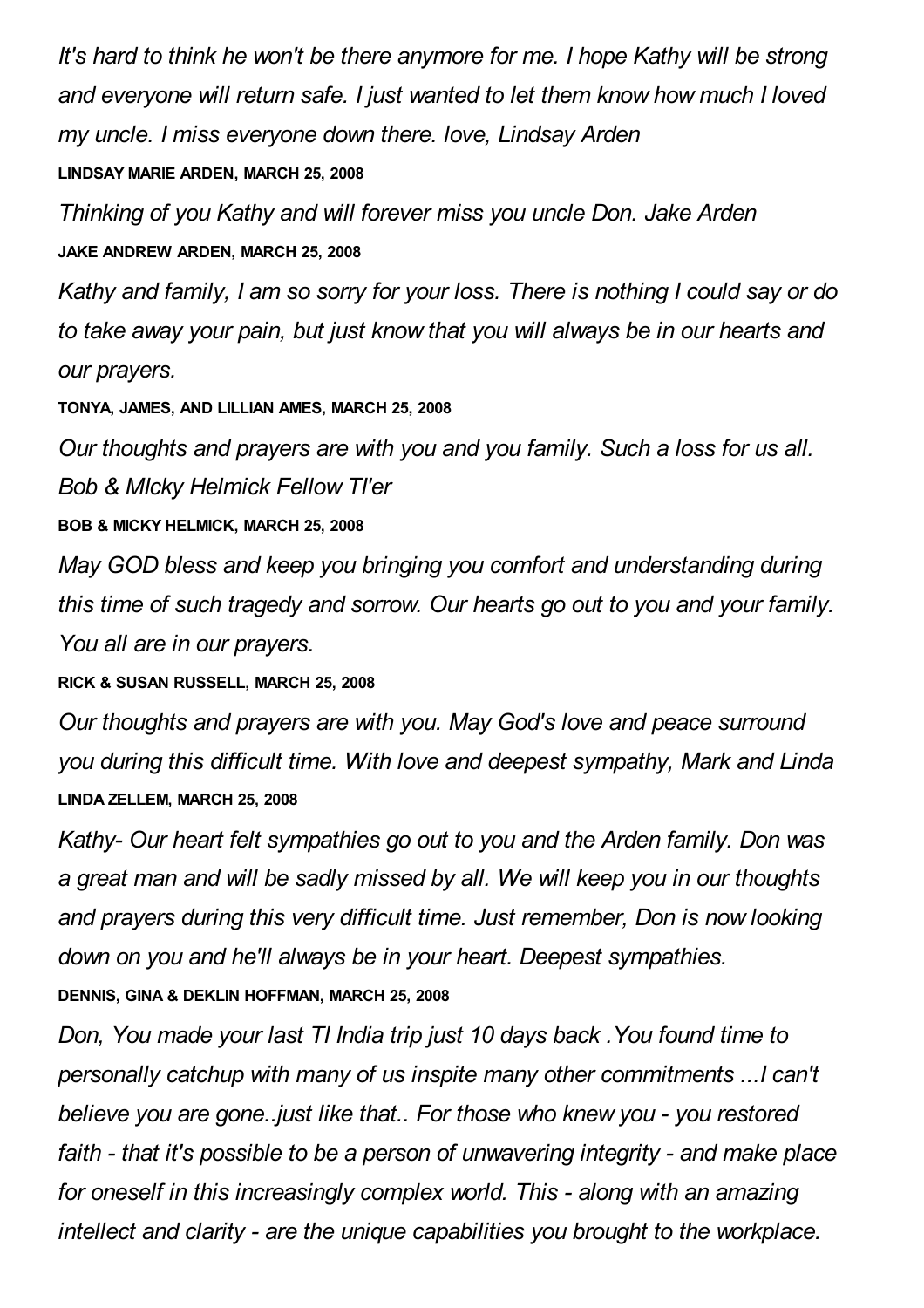*It's hard to think he won't be there anymore for me. I hope Kathy will be strong and everyone will return safe. I just wanted to let them know how much I loved my uncle. I miss everyone down there. love, Lindsay Arden*

**LINDSAY MARIE ARDEN, MARCH 25, 2008**

*Thinking of you Kathy and will forever miss you uncle Don. Jake Arden*

**JAKE ANDREW ARDEN, MARCH 25, 2008**

*Kathy and family, I am so sorry for your loss. There is nothing I could say or do to take away your pain, but just know that you will always be in our hearts and our prayers.*

**TONYA, JAMES, AND LILLIAN AMES, MARCH 25, 2008**

*Our thoughts and prayers are with you and you family. Such a loss for us all. Bob & MIcky Helmick Fellow TI'er*

**BOB & MICKY HELMICK, MARCH 25, 2008**

*May GOD bless and keep you bringing you comfort and understanding during this time of such tragedy and sorrow. Our hearts go out to you and your family. You all are in our prayers.*

**RICK & SUSAN RUSSELL, MARCH 25, 2008**

*Our thoughts and prayers are with you. May God's love and peace surround you during this difficult time. With love and deepest sympathy, Mark and Linda*

**LINDA ZELLEM, MARCH 25, 2008**

*Kathy- Our heart felt sympathies go out to you and the Arden family. Don was a great man and will be sadly missed by all. We will keep you in our thoughts and prayers during this very difficult time. Just remember, Don is now looking down on you and he'll always be in your heart. Deepest sympathies.*

**DENNIS, GINA & DEKLIN HOFFMAN, MARCH 25, 2008**

*Don, You made your last TI India trip just 10 days back .You found time to personally catchup with many of us inspite many other commitments ...I can't believe you are gone..just like that.. For those who knew you - you restored faith - that it's possible to be a person of unwavering integrity - and make place for oneself in this increasingly complex world. This - along with an amazing intellect and clarity - are the unique capabilities you brought to the workplace.*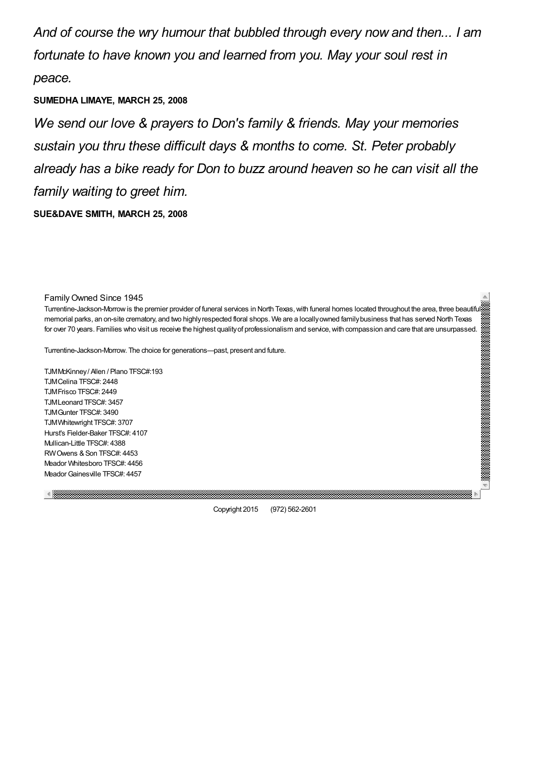*And of course the wry humour that bubbled through every now and then... I am fortunate to have known you and learned from you. May your soul rest in peace.*

**SUMEDHA LIMAYE, MARCH 25, 2008**

*We send our love & prayers to Don's family & friends. May your memories sustain you thru these difficult days & months to come. St. Peter probably already has a bike ready for Don to buzz around heaven so he can visit all the family waiting to greet him.*

**SUE&DAVE SMITH, MARCH 25, 2008**

Family Owned Since 1945

Turrentine-Jackson-Morrow is the premier provider of funeral services in North Texas, with funeral homes located throughout the area, three beautiful memorial parks, an on-site crematory, and two highly respected floral shops. We are a locally owned family business that has served North Texas for over 70 years. Families who visit us receive the highest quality of professionalism and service, with compassion and care that are unsurpassed.

Turrentine-Jackson-Morrow. The choice for generations—past, present and future.

TJM McKinney / Allen / Plano TFSC#:193
TJM Celina TFSC#: 2448
TJM Frisco TFSC#: 2449
TJM Leonard TFSC#: 3457
TJM Gunter TFSC#: 3490
TJM Whitewright TFSC#: 3707
Hurst's Fielder-Baker TFSC#: 4107
Mullican-Little TFSC#: 4388
RW Owens & Son TFSC#: 4453
Meador Whitesboro TFSC#: 4456
Meador Gainesville TFSC#: 4457

Copyright 2015 (972) 562-2601